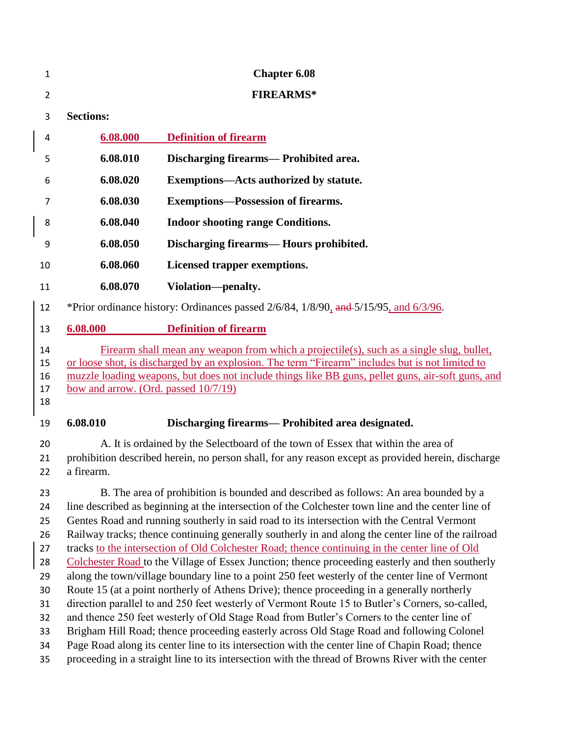# Chapter 6.08

## FIREARMS*

**Sections:**

| | |
|---|---|
| **6.08.000** | **Definition of firearm** |
| **6.08.010** | **Discharging firearms— Prohibited area.** |
| **6.08.020** | **Exemptions—Acts authorized by statute.** |
| **6.08.030** | **Exemptions—Possession of firearms.** |
| **6.08.040** | **Indoor shooting range Conditions.** |
| **6.08.050** | **Discharging firearms— Hours prohibited.** |
| **6.08.060** | **Licensed trapper exemptions.** |
| **6.08.070** | **Violation—penalty.** |

*Prior ordinance history: Ordinances passed 2/6/84, 1/8/90, ~~and~~ 5/15/95, and 6/3/96.

### 6.08.000 Definition of firearm

Firearm shall mean any weapon from which a projectile(s), such as a single slug, bullet, or loose shot, is discharged by an explosion. The term "Firearm" includes but is not limited to muzzle loading weapons, but does not include things like BB guns, pellet guns, air-soft guns, and bow and arrow. (Ord. passed 10/7/19)

### 6.08.010 Discharging firearms— Prohibited area designated.

A. It is ordained by the Selectboard of the town of Essex that within the area of prohibition described herein, no person shall, for any reason except as provided herein, discharge a firearm.

B. The area of prohibition is bounded and described as follows: An area bounded by a line described as beginning at the intersection of the Colchester town line and the center line of Gentes Road and running southerly in said road to its intersection with the Central Vermont Railway tracks; thence continuing generally southerly in and along the center line of the railroad tracks to the intersection of Old Colchester Road; thence continuing in the center line of Old Colchester Road to the Village of Essex Junction; thence proceeding easterly and then southerly along the town/village boundary line to a point 250 feet westerly of the center line of Vermont Route 15 (at a point northerly of Athens Drive); thence proceeding in a generally northerly direction parallel to and 250 feet westerly of Vermont Route 15 to Butler's Corners, so-called, and thence 250 feet westerly of Old Stage Road from Butler's Corners to the center line of Brigham Hill Road; thence proceeding easterly across Old Stage Road and following Colonel Page Road along its center line to its intersection with the center line of Chapin Road; thence proceeding in a straight line to its intersection with the thread of Browns River with the center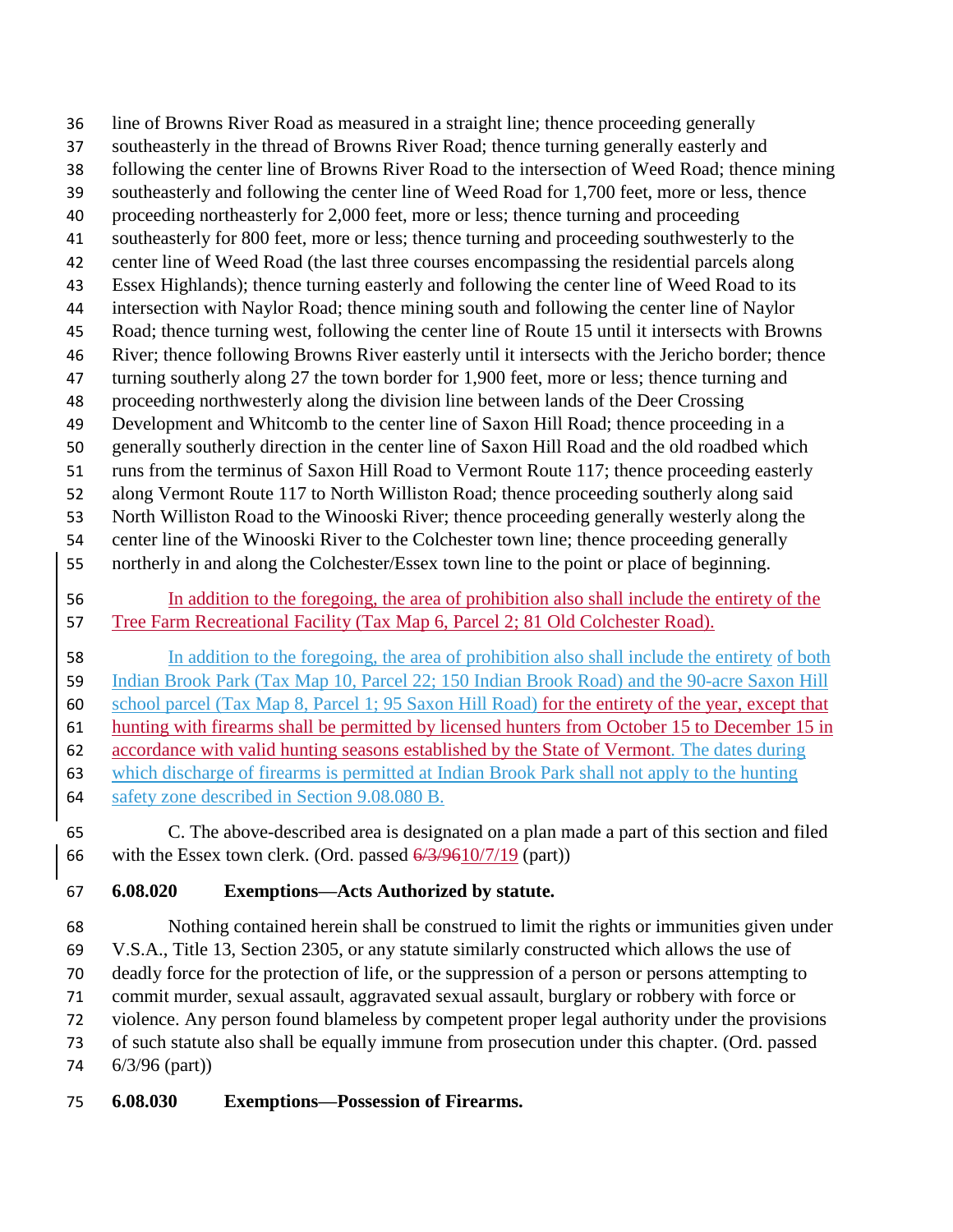line of Browns River Road as measured in a straight line; thence proceeding generally southeasterly in the thread of Browns River Road; thence turning generally easterly and following the center line of Browns River Road to the intersection of Weed Road; thence mining southeasterly and following the center line of Weed Road for 1,700 feet, more or less, thence proceeding northeasterly for 2,000 feet, more or less; thence turning and proceeding southeasterly for 800 feet, more or less; thence turning and proceeding southwesterly to the center line of Weed Road (the last three courses encompassing the residential parcels along Essex Highlands); thence turning easterly and following the center line of Weed Road to its intersection with Naylor Road; thence mining south and following the center line of Naylor Road; thence turning west, following the center line of Route 15 until it intersects with Browns River; thence following Browns River easterly until it intersects with the Jericho border; thence turning southerly along 27 the town border for 1,900 feet, more or less; thence turning and proceeding northwesterly along the division line between lands of the Deer Crossing Development and Whitcomb to the center line of Saxon Hill Road; thence proceeding in a generally southerly direction in the center line of Saxon Hill Road and the old roadbed which runs from the terminus of Saxon Hill Road to Vermont Route 117; thence proceeding easterly along Vermont Route 117 to North Williston Road; thence proceeding southerly along said North Williston Road to the Winooski River; thence proceeding generally westerly along the center line of the Winooski River to the Colchester town line; thence proceeding generally northerly in and along the Colchester/Essex town line to the point or place of beginning.

In addition to the foregoing, the area of prohibition also shall include the entirety of the Tree Farm Recreational Facility (Tax Map 6, Parcel 2; 81 Old Colchester Road).

In addition to the foregoing, the area of prohibition also shall include the entirety of both Indian Brook Park (Tax Map 10, Parcel 22; 150 Indian Brook Road) and the 90-acre Saxon Hill school parcel (Tax Map 8, Parcel 1; 95 Saxon Hill Road) for the entirety of the year, except that hunting with firearms shall be permitted by licensed hunters from October 15 to December 15 in accordance with valid hunting seasons established by the State of Vermont. The dates during which discharge of firearms is permitted at Indian Brook Park shall not apply to the hunting safety zone described in Section 9.08.080 B.

C. The above-described area is designated on a plan made a part of this section and filed with the Essex town clerk. (Ord. passed ~~6/3/96~~10/7/19 (part))

**6.08.020 Exemptions—Acts Authorized by statute.**

Nothing contained herein shall be construed to limit the rights or immunities given under V.S.A., Title 13, Section 2305, or any statute similarly constructed which allows the use of deadly force for the protection of life, or the suppression of a person or persons attempting to commit murder, sexual assault, aggravated sexual assault, burglary or robbery with force or violence. Any person found blameless by competent proper legal authority under the provisions of such statute also shall be equally immune from prosecution under this chapter. (Ord. passed 6/3/96 (part))

**6.08.030 Exemptions—Possession of Firearms.**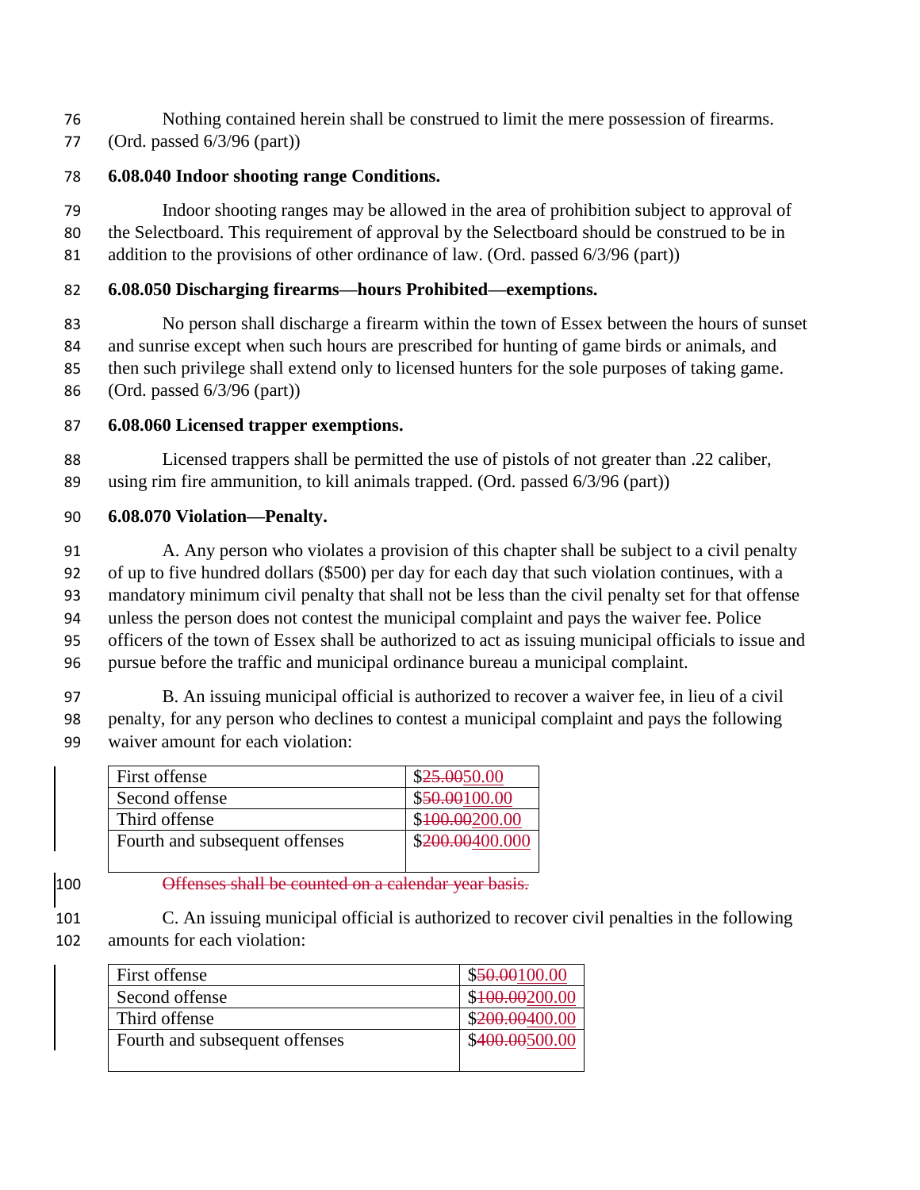Nothing contained herein shall be construed to limit the mere possession of firearms. (Ord. passed 6/3/96 (part))

**6.08.040 Indoor shooting range Conditions.**

Indoor shooting ranges may be allowed in the area of prohibition subject to approval of the Selectboard. This requirement of approval by the Selectboard should be construed to be in addition to the provisions of other ordinance of law. (Ord. passed 6/3/96 (part))

**6.08.050 Discharging firearms—hours Prohibited—exemptions.**

No person shall discharge a firearm within the town of Essex between the hours of sunset and sunrise except when such hours are prescribed for hunting of game birds or animals, and then such privilege shall extend only to licensed hunters for the sole purposes of taking game. (Ord. passed 6/3/96 (part))

**6.08.060 Licensed trapper exemptions.**

Licensed trappers shall be permitted the use of pistols of not greater than .22 caliber, using rim fire ammunition, to kill animals trapped. (Ord. passed 6/3/96 (part))

**6.08.070 Violation—Penalty.**

A. Any person who violates a provision of this chapter shall be subject to a civil penalty of up to five hundred dollars ($500) per day for each day that such violation continues, with a mandatory minimum civil penalty that shall not be less than the civil penalty set for that offense unless the person does not contest the municipal complaint and pays the waiver fee. Police officers of the town of Essex shall be authorized to act as issuing municipal officials to issue and pursue before the traffic and municipal ordinance bureau a municipal complaint.

B. An issuing municipal official is authorized to recover a waiver fee, in lieu of a civil penalty, for any person who declines to contest a municipal complaint and pays the following waiver amount for each violation:

| | |
|---|---|
| First offense | $~~25.00~~50.00 |
| Second offense | $~~50.00~~100.00 |
| Third offense | $~~100.00~~200.00 |
| Fourth and subsequent offenses | $~~200.00~~400.000 |

~~Offenses shall be counted on a calendar year basis.~~

C. An issuing municipal official is authorized to recover civil penalties in the following amounts for each violation:

| | |
|---|---|
| First offense | $~~50.00~~100.00 |
| Second offense | $~~100.00~~200.00 |
| Third offense | $~~200.00~~400.00 |
| Fourth and subsequent offenses | $~~400.00~~500.00 |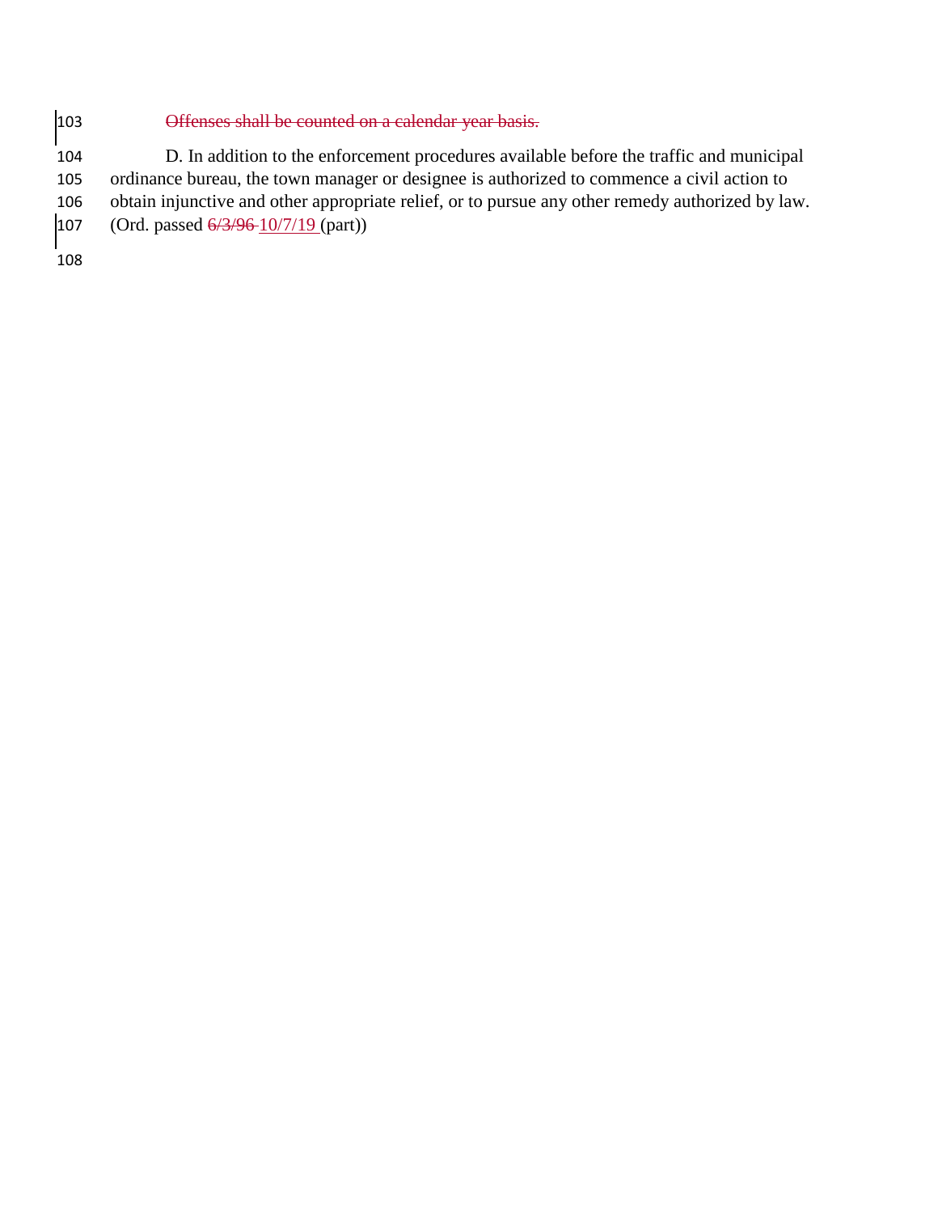~~Offenses shall be counted on a calendar year basis.~~

D. In addition to the enforcement procedures available before the traffic and municipal ordinance bureau, the town manager or designee is authorized to commence a civil action to obtain injunctive and other appropriate relief, or to pursue any other remedy authorized by law. (Ord. passed ~~6/3/96~~ 10/7/19 (part))